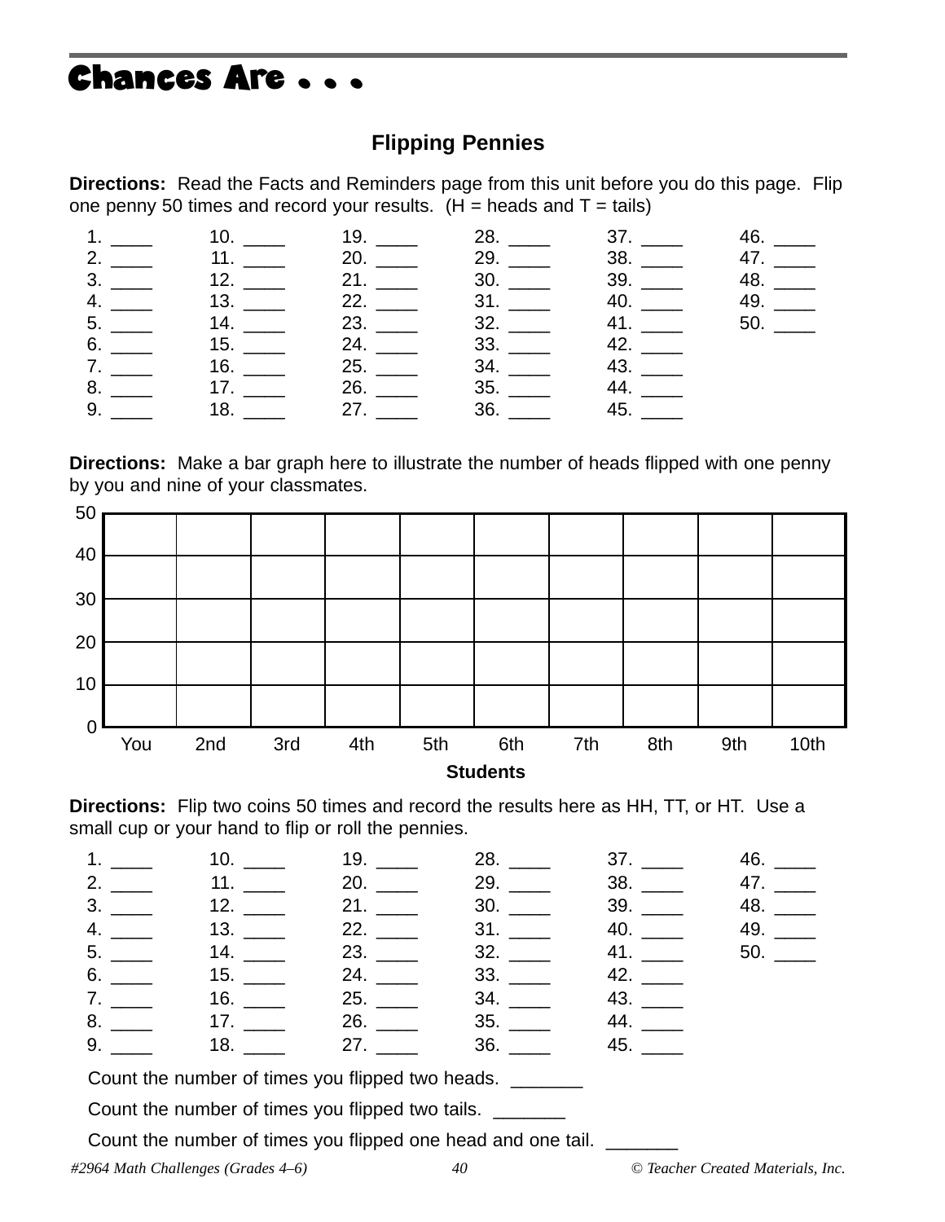# Chances Are . . .

## Flipping Pennies

**Directions:** Read the Facts and Reminders page from this unit before you do this page. Flip one penny 50 times and record your results. (H = heads and T = tails)

| | | | | | |
|---|---|---|---|---|---|
| 1. ____ | 10. ____ | 19. ____ | 28. ____ | 37. ____ | 46. ____ |
| 2. ____ | 11. ____ | 20. ____ | 29. ____ | 38. ____ | 47. ____ |
| 3. ____ | 12. ____ | 21. ____ | 30. ____ | 39. ____ | 48. ____ |
| 4. ____ | 13. ____ | 22. ____ | 31. ____ | 40. ____ | 49. ____ |
| 5. ____ | 14. ____ | 23. ____ | 32. ____ | 41. ____ | 50. ____ |
| 6. ____ | 15. ____ | 24. ____ | 33. ____ | 42. ____ | |
| 7. ____ | 16. ____ | 25. ____ | 34. ____ | 43. ____ | |
| 8. ____ | 17. ____ | 26. ____ | 35. ____ | 44. ____ | |
| 9. ____ | 18. ____ | 27. ____ | 36. ____ | 45. ____ | |

**Directions:** Make a bar graph here to illustrate the number of heads flipped with one penny by you and nine of your classmates.

| | You | 2nd | 3rd | 4th | 5th | 6th | 7th | 8th | 9th | 10th |
|---|---|---|---|---|---|---|---|---|---|---|
| 50 | | | | | | | | | | |
| 40 | | | | | | | | | | |
| 30 | | | | | | | | | | |
| 20 | | | | | | | | | | |
| 10 | | | | | | | | | | |
| 0 | | | | | | | | | | |

**Students**

**Directions:** Flip two coins 50 times and record the results here as HH, TT, or HT. Use a small cup or your hand to flip or roll the pennies.

| | | | | | |
|---|---|---|---|---|---|
| 1. ____ | 10. ____ | 19. ____ | 28. ____ | 37. ____ | 46. ____ |
| 2. ____ | 11. ____ | 20. ____ | 29. ____ | 38. ____ | 47. ____ |
| 3. ____ | 12. ____ | 21. ____ | 30. ____ | 39. ____ | 48. ____ |
| 4. ____ | 13. ____ | 22. ____ | 31. ____ | 40. ____ | 49. ____ |
| 5. ____ | 14. ____ | 23. ____ | 32. ____ | 41. ____ | 50. ____ |
| 6. ____ | 15. ____ | 24. ____ | 33. ____ | 42. ____ | |
| 7. ____ | 16. ____ | 25. ____ | 34. ____ | 43. ____ | |
| 8. ____ | 17. ____ | 26. ____ | 35. ____ | 44. ____ | |
| 9. ____ | 18. ____ | 27. ____ | 36. ____ | 45. ____ | |

Count the number of times you flipped two heads. _______

Count the number of times you flipped two tails. _______

Count the number of times you flipped one head and one tail. _______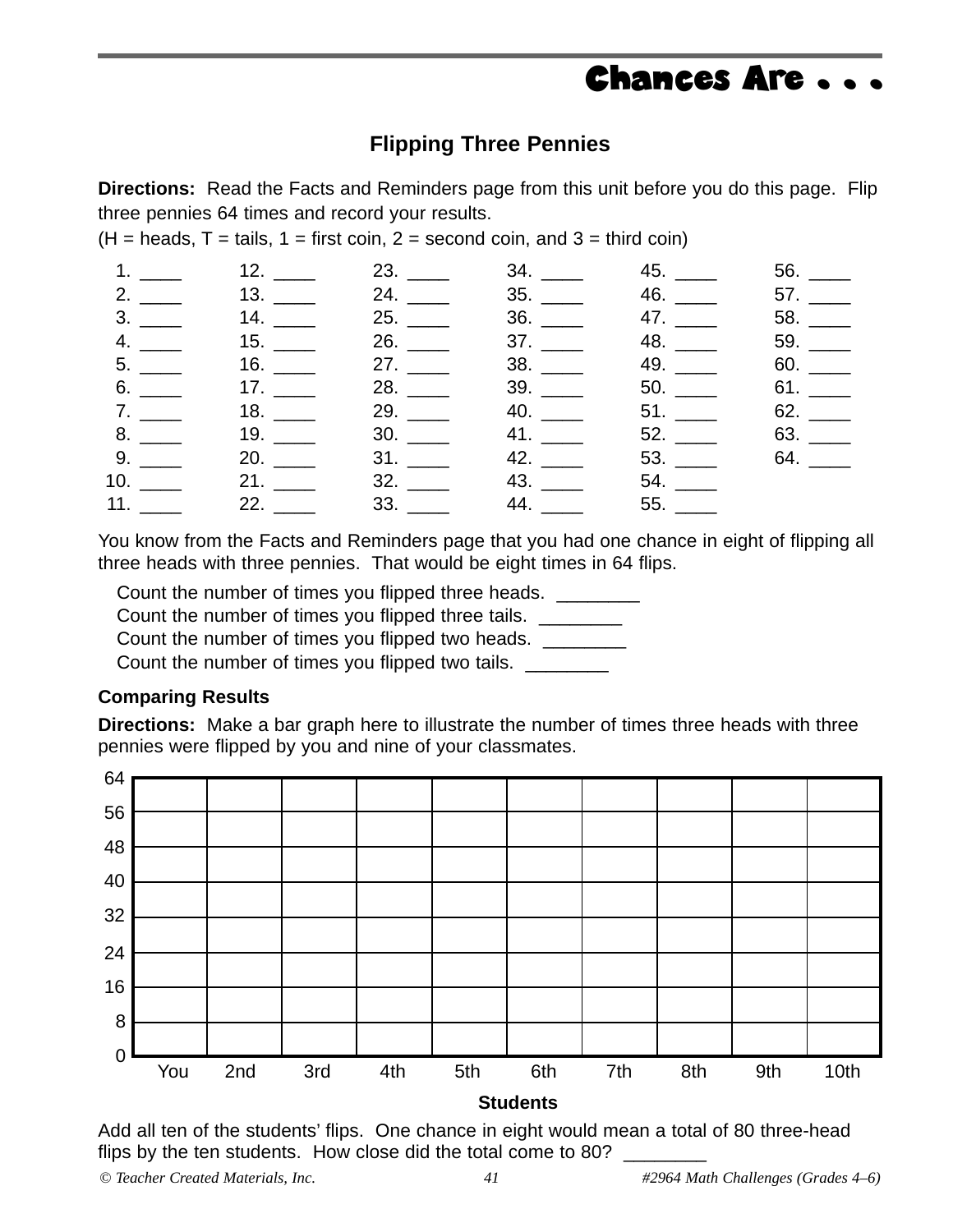# Chances Are . . .

## Flipping Three Pennies

**Directions:** Read the Facts and Reminders page from this unit before you do this page. Flip three pennies 64 times and record your results.
(H = heads, T = tails, 1 = first coin, 2 = second coin, and 3 = third coin)

| | | | | | |
|---|---|---|---|---|---|
| 1. ____ | 12. ____ | 23. ____ | 34. ____ | 45. ____ | 56. ____ |
| 2. ____ | 13. ____ | 24. ____ | 35. ____ | 46. ____ | 57. ____ |
| 3. ____ | 14. ____ | 25. ____ | 36. ____ | 47. ____ | 58. ____ |
| 4. ____ | 15. ____ | 26. ____ | 37. ____ | 48. ____ | 59. ____ |
| 5. ____ | 16. ____ | 27. ____ | 38. ____ | 49. ____ | 60. ____ |
| 6. ____ | 17. ____ | 28. ____ | 39. ____ | 50. ____ | 61. ____ |
| 7. ____ | 18. ____ | 29. ____ | 40. ____ | 51. ____ | 62. ____ |
| 8. ____ | 19. ____ | 30. ____ | 41. ____ | 52. ____ | 63. ____ |
| 9. ____ | 20. ____ | 31. ____ | 42. ____ | 53. ____ | 64. ____ |
| 10. ____ | 21. ____ | 32. ____ | 43. ____ | 54. ____ | |
| 11. ____ | 22. ____ | 33. ____ | 44. ____ | 55. ____ | |

You know from the Facts and Reminders page that you had one chance in eight of flipping all three heads with three pennies. That would be eight times in 64 flips.

Count the number of times you flipped three heads. ________
Count the number of times you flipped three tails. ________
Count the number of times you flipped two heads. ________
Count the number of times you flipped two tails. ________

**Comparing Results**

**Directions:** Make a bar graph here to illustrate the number of times three heads with three pennies were flipped by you and nine of your classmates.

| | You | 2nd | 3rd | 4th | 5th | 6th | 7th | 8th | 9th | 10th |
|---|---|---|---|---|---|---|---|---|---|---|
| 64 | | | | | | | | | | |
| 56 | | | | | | | | | | |
| 48 | | | | | | | | | | |
| 40 | | | | | | | | | | |
| 32 | | | | | | | | | | |
| 24 | | | | | | | | | | |
| 16 | | | | | | | | | | |
| 8 | | | | | | | | | | |
| 0 | | | | | | | | | | |

**Students**

Add all ten of the students' flips. One chance in eight would mean a total of 80 three-head flips by the ten students. How close did the total come to 80? ________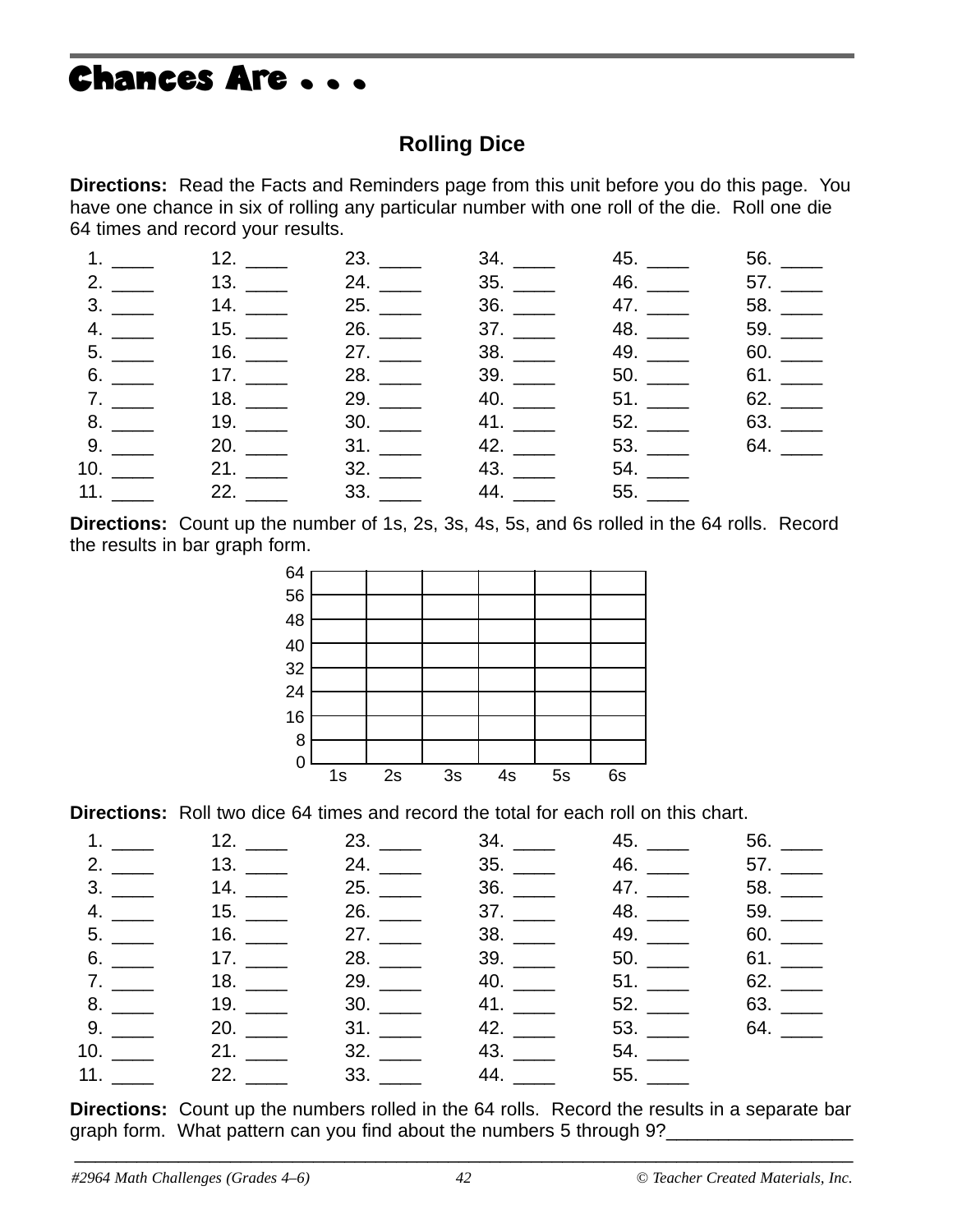# Chances Are . . .

## Rolling Dice

**Directions:** Read the Facts and Reminders page from this unit before you do this page. You have one chance in six of rolling any particular number with one roll of the die. Roll one die 64 times and record your results.

| | | | | | |
|---|---|---|---|---|---|
| 1. ____ | 12. ____ | 23. ____ | 34. ____ | 45. ____ | 56. ____ |
| 2. ____ | 13. ____ | 24. ____ | 35. ____ | 46. ____ | 57. ____ |
| 3. ____ | 14. ____ | 25. ____ | 36. ____ | 47. ____ | 58. ____ |
| 4. ____ | 15. ____ | 26. ____ | 37. ____ | 48. ____ | 59. ____ |
| 5. ____ | 16. ____ | 27. ____ | 38. ____ | 49. ____ | 60. ____ |
| 6. ____ | 17. ____ | 28. ____ | 39. ____ | 50. ____ | 61. ____ |
| 7. ____ | 18. ____ | 29. ____ | 40. ____ | 51. ____ | 62. ____ |
| 8. ____ | 19. ____ | 30. ____ | 41. ____ | 52. ____ | 63. ____ |
| 9. ____ | 20. ____ | 31. ____ | 42. ____ | 53. ____ | 64. ____ |
| 10. ____ | 21. ____ | 32. ____ | 43. ____ | 54. ____ | |
| 11. ____ | 22. ____ | 33. ____ | 44. ____ | 55. ____ | |

**Directions:** Count up the number of 1s, 2s, 3s, 4s, 5s, and 6s rolled in the 64 rolls. Record the results in bar graph form.

64
56
48
40
32
24
16
8
0
1s 2s 3s 4s 5s 6s

**Directions:** Roll two dice 64 times and record the total for each roll on this chart.

| | | | | | |
|---|---|---|---|---|---|
| 1. ____ | 12. ____ | 23. ____ | 34. ____ | 45. ____ | 56. ____ |
| 2. ____ | 13. ____ | 24. ____ | 35. ____ | 46. ____ | 57. ____ |
| 3. ____ | 14. ____ | 25. ____ | 36. ____ | 47. ____ | 58. ____ |
| 4. ____ | 15. ____ | 26. ____ | 37. ____ | 48. ____ | 59. ____ |
| 5. ____ | 16. ____ | 27. ____ | 38. ____ | 49. ____ | 60. ____ |
| 6. ____ | 17. ____ | 28. ____ | 39. ____ | 50. ____ | 61. ____ |
| 7. ____ | 18. ____ | 29. ____ | 40. ____ | 51. ____ | 62. ____ |
| 8. ____ | 19. ____ | 30. ____ | 41. ____ | 52. ____ | 63. ____ |
| 9. ____ | 20. ____ | 31. ____ | 42. ____ | 53. ____ | 64. ____ |
| 10. ____ | 21. ____ | 32. ____ | 43. ____ | 54. ____ | |
| 11. ____ | 22. ____ | 33. ____ | 44. ____ | 55. ____ | |

**Directions:** Count up the numbers rolled in the 64 rolls. Record the results in a separate bar graph form. What pattern can you find about the numbers 5 through 9?__________________